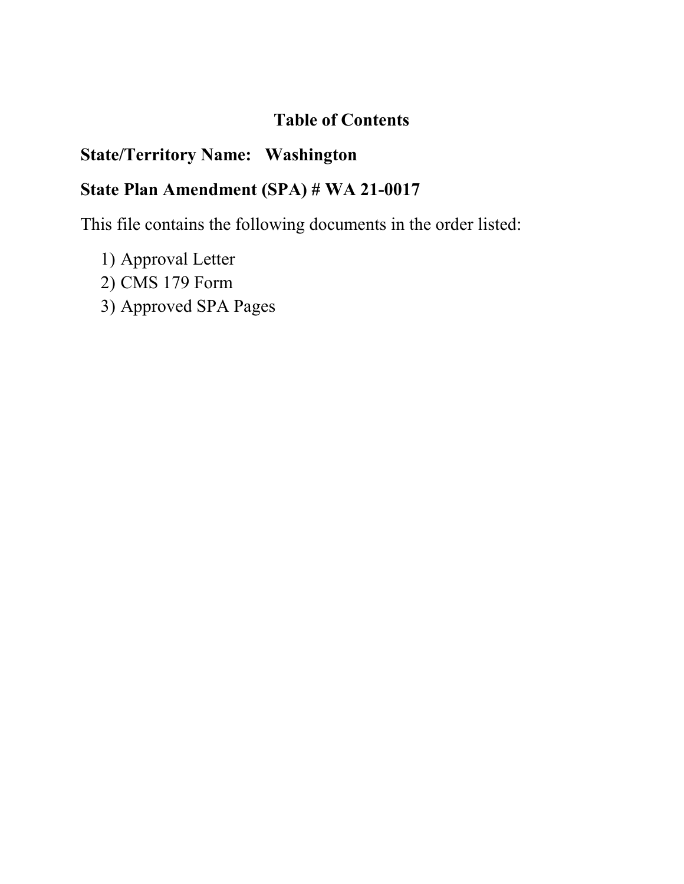# Table of Contents

**State/Territory Name: Washington**

**State Plan Amendment (SPA) # WA 21-0017**

This file contains the following documents in the order listed:

1) Approval Letter
2) CMS 179 Form
3) Approved SPA Pages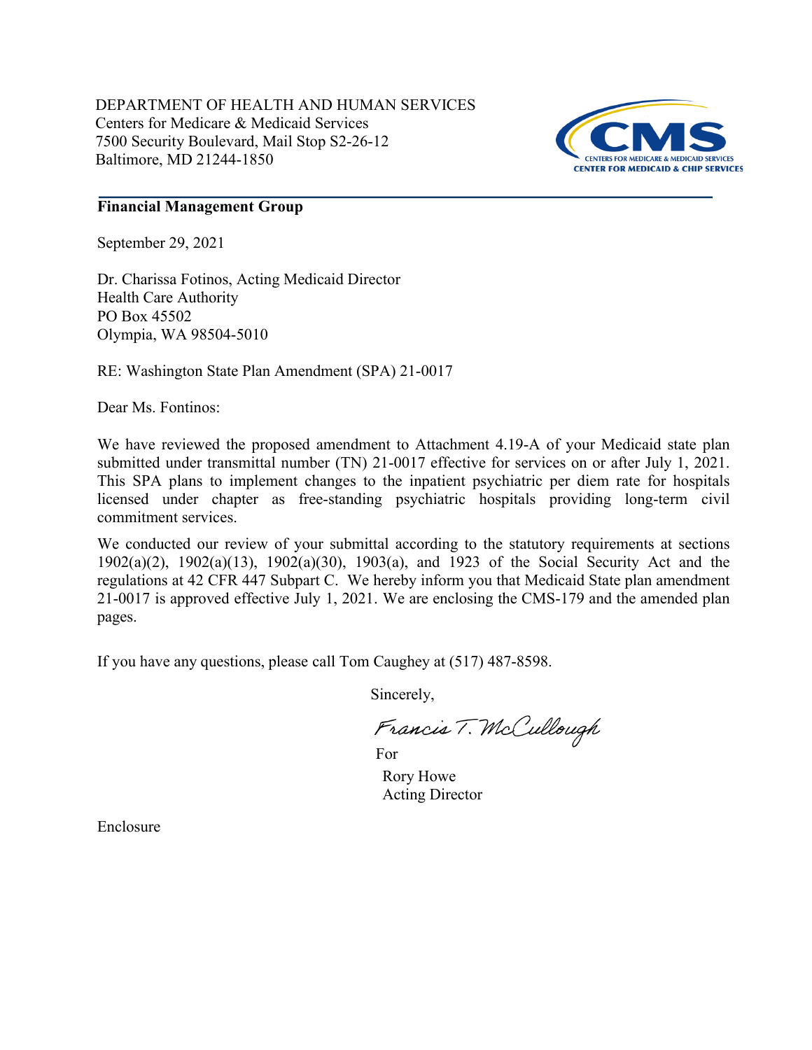DEPARTMENT OF HEALTH AND HUMAN SERVICES
Centers for Medicare & Medicaid Services
7500 Security Boulevard, Mail Stop S2-26-12
Baltimore, MD 21244-1850

CMS
CENTERS FOR MEDICARE & MEDICAID SERVICES
CENTER FOR MEDICAID & CHIP SERVICES

**Financial Management Group**

September 29, 2021

Dr. Charissa Fotinos, Acting Medicaid Director
Health Care Authority
PO Box 45502
Olympia, WA 98504-5010

RE: Washington State Plan Amendment (SPA) 21-0017

Dear Ms. Fontinos:

We have reviewed the proposed amendment to Attachment 4.19-A of your Medicaid state plan submitted under transmittal number (TN) 21-0017 effective for services on or after July 1, 2021. This SPA plans to implement changes to the inpatient psychiatric per diem rate for hospitals licensed under chapter as free-standing psychiatric hospitals providing long-term civil commitment services.

We conducted our review of your submittal according to the statutory requirements at sections 1902(a)(2), 1902(a)(13), 1902(a)(30), 1903(a), and 1923 of the Social Security Act and the regulations at 42 CFR 447 Subpart C. We hereby inform you that Medicaid State plan amendment 21-0017 is approved effective July 1, 2021. We are enclosing the CMS-179 and the amended plan pages.

If you have any questions, please call Tom Caughey at (517) 487-8598.

Sincerely,

Francis T. McCullough

For

Rory Howe
Acting Director

Enclosure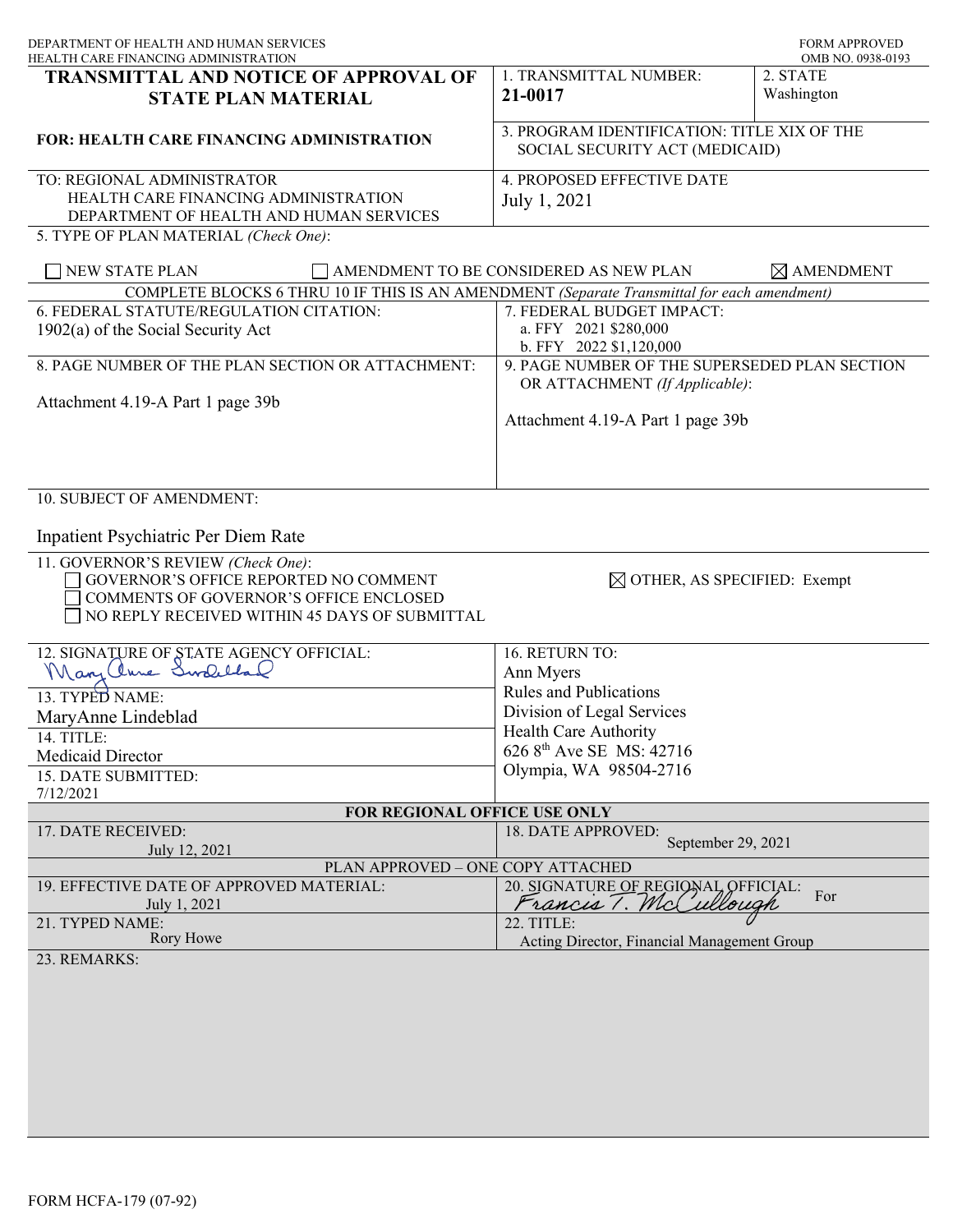DEPARTMENT OF HEALTH AND HUMAN SERVICES
HEALTH CARE FINANCING ADMINISTRATION

FORM APPROVED
OMB NO. 0938-0193

# TRANSMITTAL AND NOTICE OF APPROVAL OF STATE PLAN MATERIAL

**FOR: HEALTH CARE FINANCING ADMINISTRATION**

| | |
|---|---|
| 1. TRANSMITTAL NUMBER: **21-0017** | 2. STATE: Washington |
| 3. PROGRAM IDENTIFICATION: TITLE XIX OF THE SOCIAL SECURITY ACT (MEDICAID) | |
| TO: REGIONAL ADMINISTRATOR<br>HEALTH CARE FINANCING ADMINISTRATION<br>DEPARTMENT OF HEALTH AND HUMAN SERVICES | 4. PROPOSED EFFECTIVE DATE: July 1, 2021 |

5. TYPE OF PLAN MATERIAL *(Check One)*:

☐ NEW STATE PLAN ☐ AMENDMENT TO BE CONSIDERED AS NEW PLAN ☒ AMENDMENT

COMPLETE BLOCKS 6 THRU 10 IF THIS IS AN AMENDMENT *(Separate Transmittal for each amendment)*

| | |
|---|---|
| 6. FEDERAL STATUTE/REGULATION CITATION:<br>1902(a) of the Social Security Act | 7. FEDERAL BUDGET IMPACT:<br>a. FFY 2021 $280,000<br>b. FFY 2022 $1,120,000 |
| 8. PAGE NUMBER OF THE PLAN SECTION OR ATTACHMENT:<br>Attachment 4.19-A Part 1 page 39b | 9. PAGE NUMBER OF THE SUPERSEDED PLAN SECTION OR ATTACHMENT *(If Applicable)*:<br>Attachment 4.19-A Part 1 page 39b |

10. SUBJECT OF AMENDMENT:

Inpatient Psychiatric Per Diem Rate

11. GOVERNOR'S REVIEW *(Check One)*:

☐ GOVERNOR'S OFFICE REPORTED NO COMMENT
☐ COMMENTS OF GOVERNOR'S OFFICE ENCLOSED
☐ NO REPLY RECEIVED WITHIN 45 DAYS OF SUBMITTAL
☒ OTHER, AS SPECIFIED: Exempt

| | |
|---|---|
| 12. SIGNATURE OF STATE AGENCY OFFICIAL: *MaryAnne Lindeblad* | 16. RETURN TO:<br>Ann Myers<br>Rules and Publications<br>Division of Legal Services<br>Health Care Authority<br>626 8th Ave SE MS: 42716<br>Olympia, WA 98504-2716 |
| 13. TYPED NAME: MaryAnne Lindeblad | |
| 14. TITLE: Medicaid Director | |
| 15. DATE SUBMITTED: 7/12/2021 | |

**FOR REGIONAL OFFICE USE ONLY**

| | |
|---|---|
| 17. DATE RECEIVED: July 12, 2021 | 18. DATE APPROVED: September 29, 2021 |

PLAN APPROVED – ONE COPY ATTACHED

| | |
|---|---|
| 19. EFFECTIVE DATE OF APPROVED MATERIAL: July 1, 2021 | 20. SIGNATURE OF REGIONAL OFFICIAL: *Francis T. McCullough* For |
| 21. TYPED NAME: Rory Howe | 22. TITLE: Acting Director, Financial Management Group |

23. REMARKS:

FORM HCFA-179 (07-92)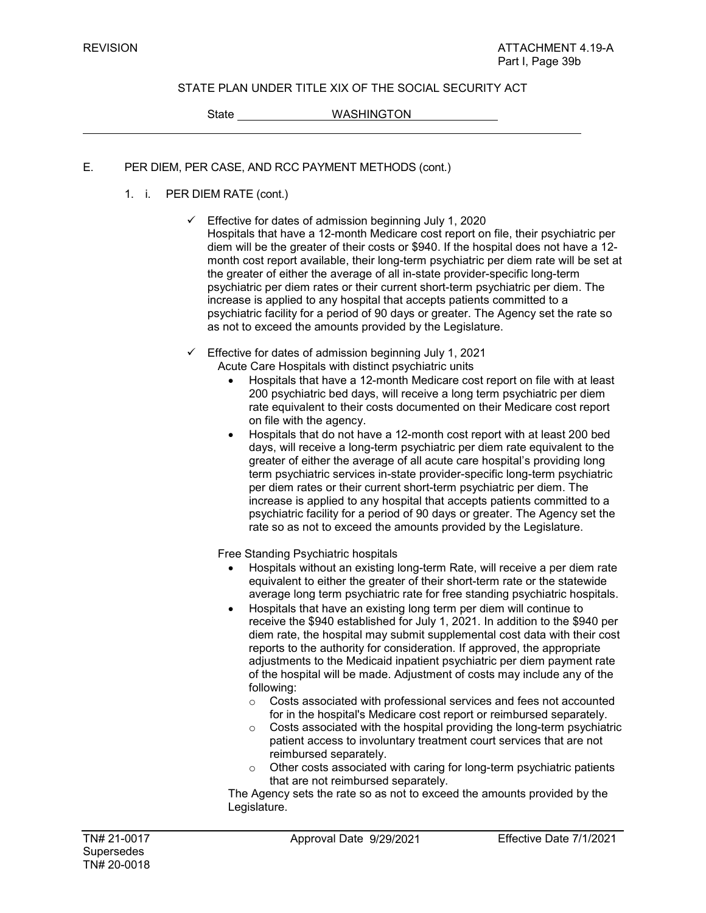REVISION ATTACHMENT 4.19-A
Part I, Page 39b

STATE PLAN UNDER TITLE XIX OF THE SOCIAL SECURITY ACT

State WASHINGTON

E. PER DIEM, PER CASE, AND RCC PAYMENT METHODS (cont.)

1. i. PER DIEM RATE (cont.)

- ✓ Effective for dates of admission beginning July 1, 2020
  Hospitals that have a 12-month Medicare cost report on file, their psychiatric per diem will be the greater of their costs or $940. If the hospital does not have a 12-month cost report available, their long-term psychiatric per diem rate will be set at the greater of either the average of all in-state provider-specific long-term psychiatric per diem rates or their current short-term psychiatric per diem. The increase is applied to any hospital that accepts patients committed to a psychiatric facility for a period of 90 days or greater. The Agency set the rate so as not to exceed the amounts provided by the Legislature.

- ✓ Effective for dates of admission beginning July 1, 2021
  Acute Care Hospitals with distinct psychiatric units
  - Hospitals that have a 12-month Medicare cost report on file with at least 200 psychiatric bed days, will receive a long term psychiatric per diem rate equivalent to their costs documented on their Medicare cost report on file with the agency.
  - Hospitals that do not have a 12-month cost report with at least 200 bed days, will receive a long-term psychiatric per diem rate equivalent to the greater of either the average of all acute care hospital's providing long term psychiatric services in-state provider-specific long-term psychiatric per diem rates or their current short-term psychiatric per diem. The increase is applied to any hospital that accepts patients committed to a psychiatric facility for a period of 90 days or greater. The Agency set the rate so as not to exceed the amounts provided by the Legislature.

  Free Standing Psychiatric hospitals
  - Hospitals without an existing long-term Rate, will receive a per diem rate equivalent to either the greater of their short-term rate or the statewide average long term psychiatric rate for free standing psychiatric hospitals.
  - Hospitals that have an existing long term per diem will continue to receive the $940 established for July 1, 2021. In addition to the $940 per diem rate, the hospital may submit supplemental cost data with their cost reports to the authority for consideration. If approved, the appropriate adjustments to the Medicaid inpatient psychiatric per diem payment rate of the hospital will be made. Adjustment of costs may include any of the following:
    - Costs associated with professional services and fees not accounted for in the hospital's Medicare cost report or reimbursed separately.
    - Costs associated with the hospital providing the long-term psychiatric patient access to involuntary treatment court services that are not reimbursed separately.
    - Other costs associated with caring for long-term psychiatric patients that are not reimbursed separately.

  The Agency sets the rate so as not to exceed the amounts provided by the Legislature.

TN# 21-0017 Approval Date 9/29/2021 Effective Date 7/1/2021
Supersedes
TN# 20-0018